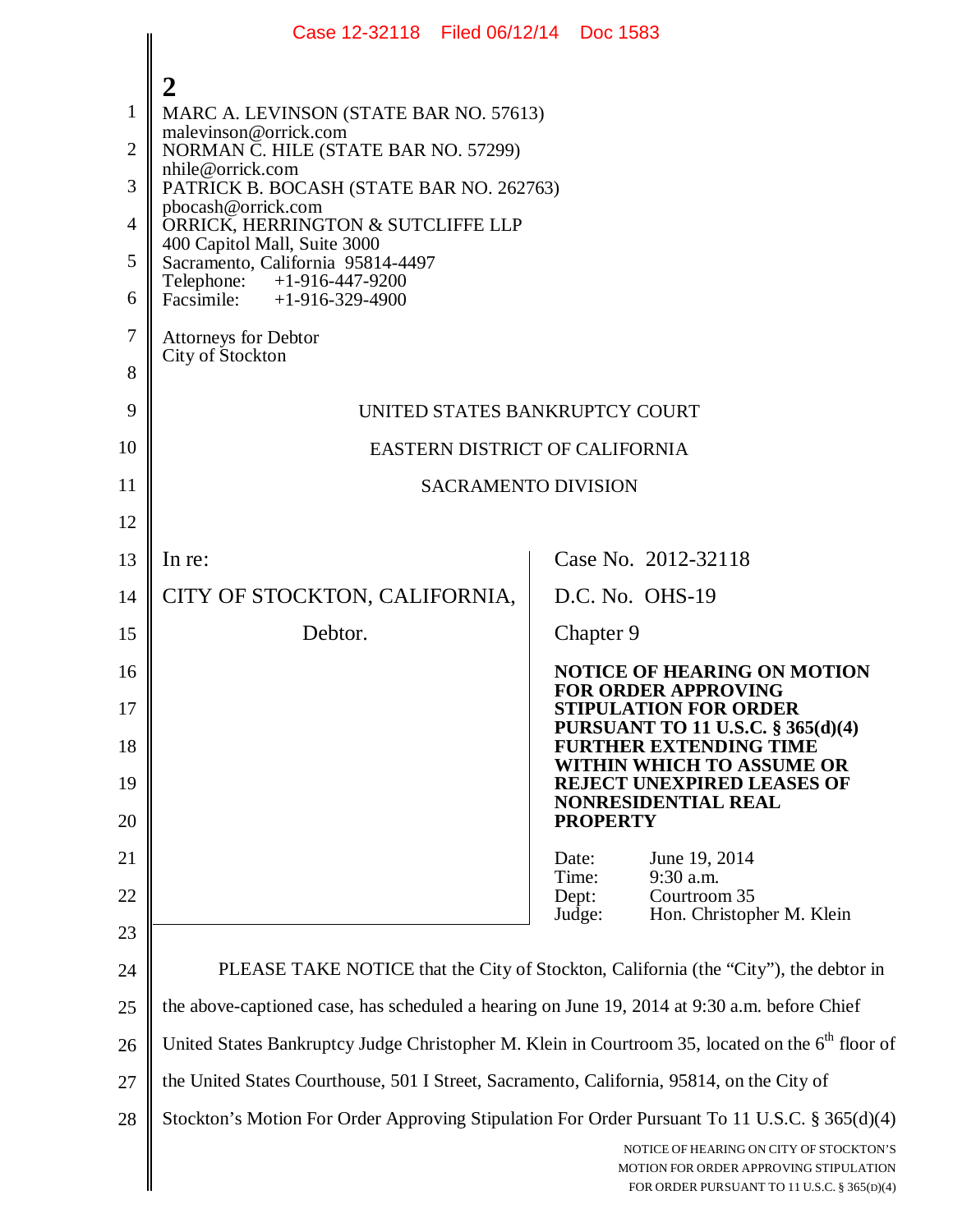2

MARC A. LEVINSON (STATE BAR NO. 57613)
malevinson@orrick.com
NORMAN C. HILE (STATE BAR NO. 57299)
nhile@orrick.com
PATRICK B. BOCASH (STATE BAR NO. 262763)
pbocash@orrick.com
ORRICK, HERRINGTON & SUTCLIFFE LLP
400 Capitol Mall, Suite 3000
Sacramento, California 95814-4497
Telephone: +1-916-447-9200
Facsimile: +1-916-329-4900

Attorneys for Debtor
City of Stockton

UNITED STATES BANKRUPTCY COURT

EASTERN DISTRICT OF CALIFORNIA

SACRAMENTO DIVISION

| | |
|---|---|
| In re:<br><br>CITY OF STOCKTON, CALIFORNIA,<br><br>Debtor. | Case No. 2012-32118<br><br>D.C. No. OHS-19<br><br>Chapter 9<br><br>**NOTICE OF HEARING ON MOTION FOR ORDER APPROVING STIPULATION FOR ORDER PURSUANT TO 11 U.S.C. § 365(d)(4) FURTHER EXTENDING TIME WITHIN WHICH TO ASSUME OR REJECT UNEXPIRED LEASES OF NONRESIDENTIAL REAL PROPERTY**<br><br>Date: June 19, 2014<br>Time: 9:30 a.m.<br>Dept: Courtroom 35<br>Judge: Hon. Christopher M. Klein |

PLEASE TAKE NOTICE that the City of Stockton, California (the "City"), the debtor in the above-captioned case, has scheduled a hearing on June 19, 2014 at 9:30 a.m. before Chief United States Bankruptcy Judge Christopher M. Klein in Courtroom 35, located on the 6th floor of the United States Courthouse, 501 I Street, Sacramento, California, 95814, on the City of Stockton's Motion For Order Approving Stipulation For Order Pursuant To 11 U.S.C. § 365(d)(4)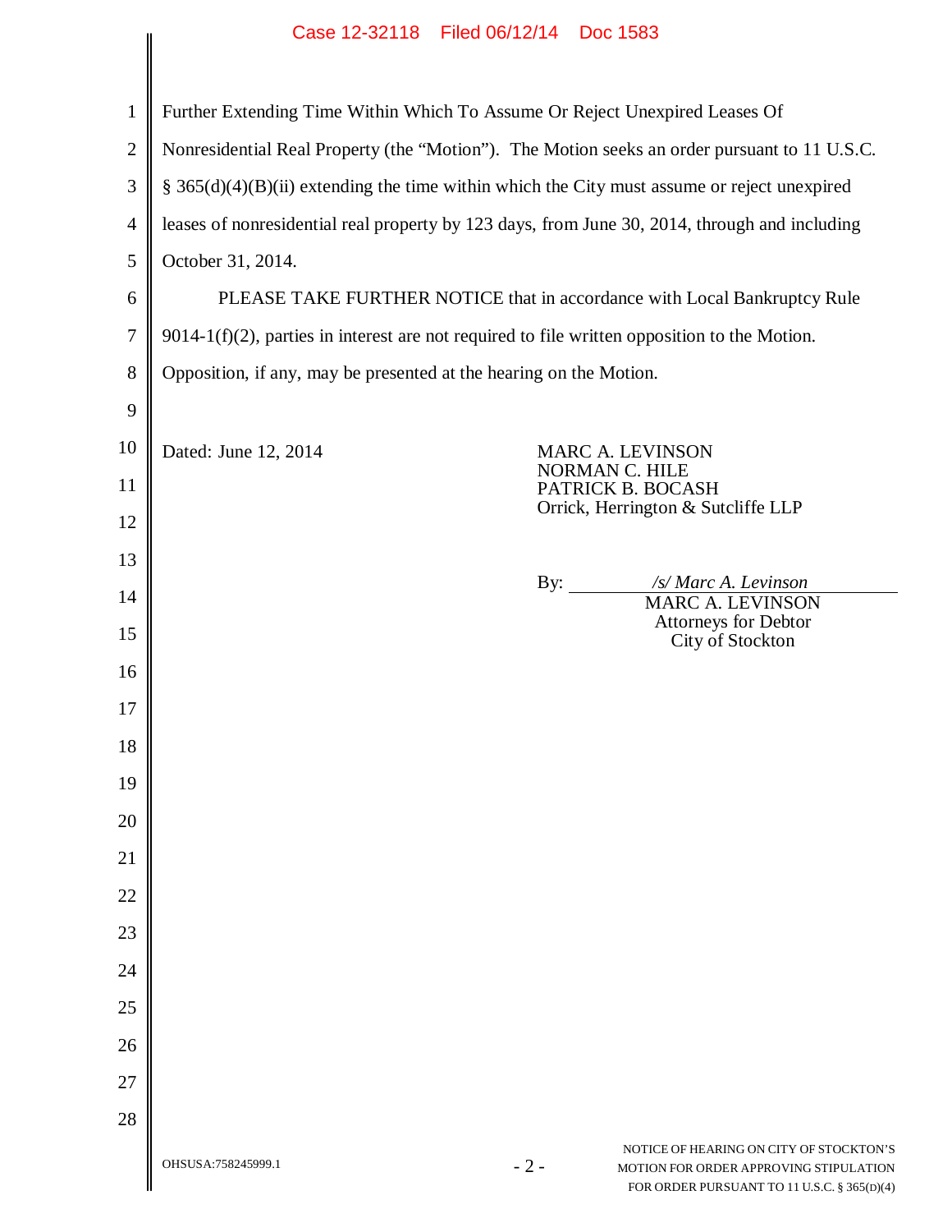Further Extending Time Within Which To Assume Or Reject Unexpired Leases Of Nonresidential Real Property (the "Motion"). The Motion seeks an order pursuant to 11 U.S.C. § 365(d)(4)(B)(ii) extending the time within which the City must assume or reject unexpired leases of nonresidential real property by 123 days, from June 30, 2014, through and including October 31, 2014.

PLEASE TAKE FURTHER NOTICE that in accordance with Local Bankruptcy Rule 9014-1(f)(2), parties in interest are not required to file written opposition to the Motion. Opposition, if any, may be presented at the hearing on the Motion.

Dated: June 12, 2014

MARC A. LEVINSON
NORMAN C. HILE
PATRICK B. BOCASH
Orrick, Herrington & Sutcliffe LLP

By: */s/ Marc A. Levinson*
MARC A. LEVINSON
Attorneys for Debtor
City of Stockton